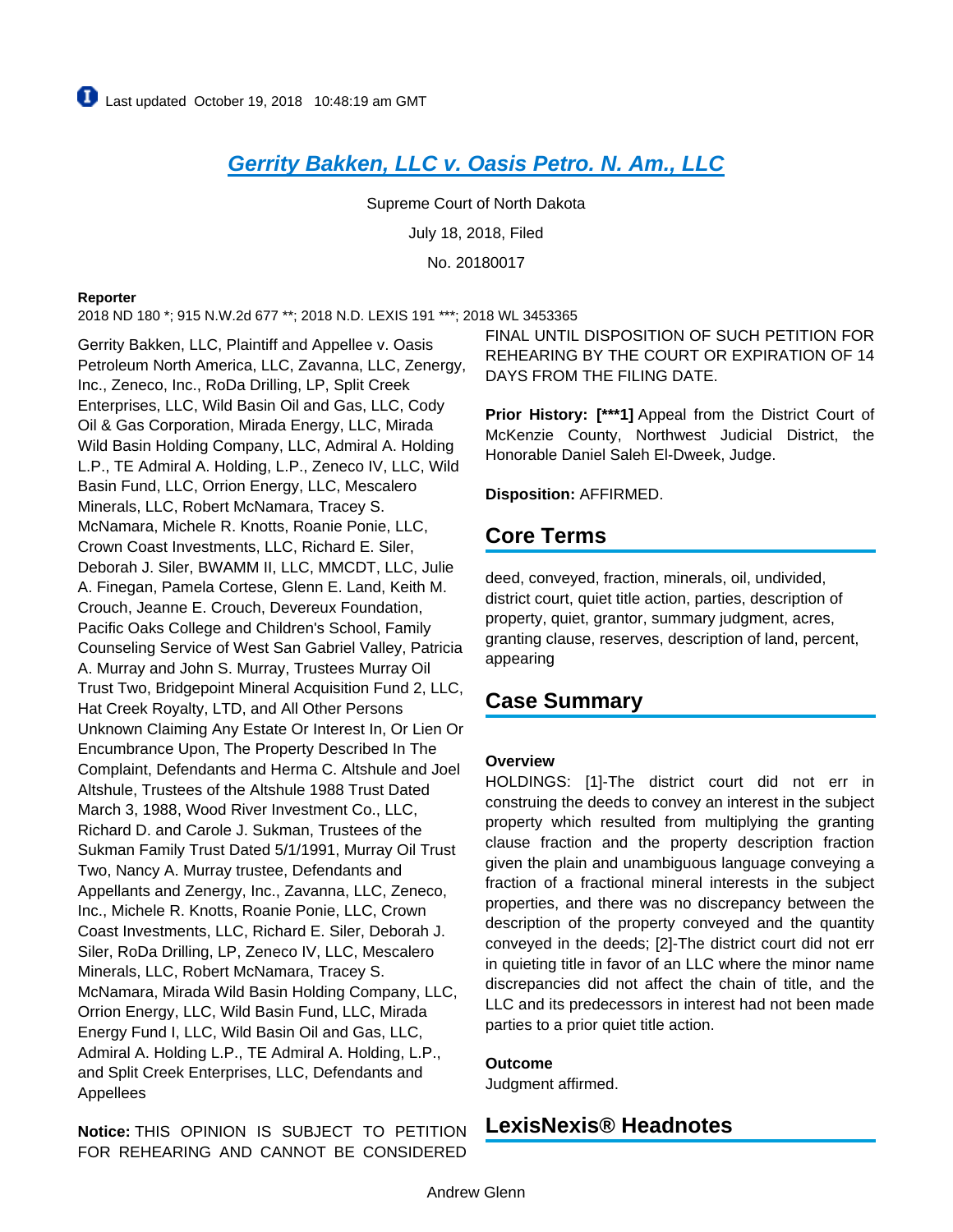Last updated October 19, 2018 10:48:19 am GMT

# Gerrity Bakken, LLC v. Oasis Petro. N. Am., LLC

Supreme Court of North Dakota

July 18, 2018, Filed

No. 20180017

**Reporter**

2018 ND 180 *; 915 N.W.2d 677 **; 2018 N.D. LEXIS 191 ***; 2018 WL 3453365

Gerrity Bakken, LLC, Plaintiff and Appellee v. Oasis Petroleum North America, LLC, Zavanna, LLC, Zenergy, Inc., Zeneco, Inc., RoDa Drilling, LP, Split Creek Enterprises, LLC, Wild Basin Oil and Gas, LLC, Cody Oil & Gas Corporation, Mirada Energy, LLC, Mirada Wild Basin Holding Company, LLC, Admiral A. Holding L.P., TE Admiral A. Holding, L.P., Zeneco IV, LLC, Wild Basin Fund, LLC, Orrion Energy, LLC, Mescalero Minerals, LLC, Robert McNamara, Tracey S. McNamara, Michele R. Knotts, Roanie Ponie, LLC, Crown Coast Investments, LLC, Richard E. Siler, Deborah J. Siler, BWAMM II, LLC, MMCDT, LLC, Julie A. Finegan, Pamela Cortese, Glenn E. Land, Keith M. Crouch, Jeanne E. Crouch, Devereux Foundation, Pacific Oaks College and Children's School, Family Counseling Service of West San Gabriel Valley, Patricia A. Murray and John S. Murray, Trustees Murray Oil Trust Two, Bridgepoint Mineral Acquisition Fund 2, LLC, Hat Creek Royalty, LTD, and All Other Persons Unknown Claiming Any Estate Or Interest In, Or Lien Or Encumbrance Upon, The Property Described In The Complaint, Defendants and Herma C. Altshule and Joel Altshule, Trustees of the Altshule 1988 Trust Dated March 3, 1988, Wood River Investment Co., LLC, Richard D. and Carole J. Sukman, Trustees of the Sukman Family Trust Dated 5/1/1991, Murray Oil Trust Two, Nancy A. Murray trustee, Defendants and Appellants and Zenergy, Inc., Zavanna, LLC, Zeneco, Inc., Michele R. Knotts, Roanie Ponie, LLC, Crown Coast Investments, LLC, Richard E. Siler, Deborah J. Siler, RoDa Drilling, LP, Zeneco IV, LLC, Mescalero Minerals, LLC, Robert McNamara, Tracey S. McNamara, Mirada Wild Basin Holding Company, LLC, Orrion Energy, LLC, Wild Basin Fund, LLC, Mirada Energy Fund I, LLC, Wild Basin Oil and Gas, LLC, Admiral A. Holding L.P., TE Admiral A. Holding, L.P., and Split Creek Enterprises, LLC, Defendants and Appellees

**Notice:** THIS OPINION IS SUBJECT TO PETITION FOR REHEARING AND CANNOT BE CONSIDERED FINAL UNTIL DISPOSITION OF SUCH PETITION FOR REHEARING BY THE COURT OR EXPIRATION OF 14 DAYS FROM THE FILING DATE.

**Prior History:** **[***1]** Appeal from the District Court of McKenzie County, Northwest Judicial District, the Honorable Daniel Saleh El-Dweek, Judge.

**Disposition:** AFFIRMED.

## Core Terms

deed, conveyed, fraction, minerals, oil, undivided, district court, quiet title action, parties, description of property, quiet, grantor, summary judgment, acres, granting clause, reserves, description of land, percent, appearing

## Case Summary

### Overview

HOLDINGS: [1]-The district court did not err in construing the deeds to convey an interest in the subject property which resulted from multiplying the granting clause fraction and the property description fraction given the plain and unambiguous language conveying a fraction of a fractional mineral interests in the subject properties, and there was no discrepancy between the description of the property conveyed and the quantity conveyed in the deeds; [2]-The district court did not err in quieting title in favor of an LLC where the minor name discrepancies did not affect the chain of title, and the LLC and its predecessors in interest had not been made parties to a prior quiet title action.

### Outcome

Judgment affirmed.

## LexisNexis® Headnotes

Andrew Glenn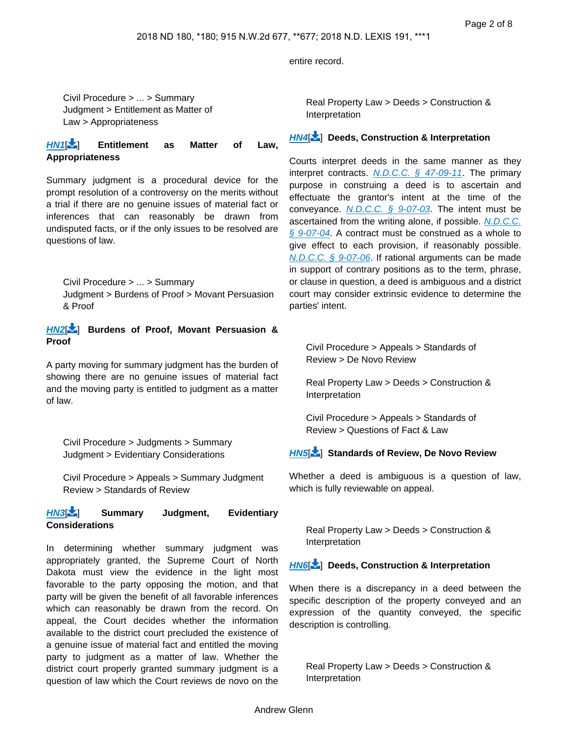entire record.

Civil Procedure > ... > Summary Judgment > Entitlement as Matter of Law > Appropriateness

**HN1[] Entitlement as Matter of Law, Appropriateness**

Summary judgment is a procedural device for the prompt resolution of a controversy on the merits without a trial if there are no genuine issues of material fact or inferences that can reasonably be drawn from undisputed facts, or if the only issues to be resolved are questions of law.

Civil Procedure > ... > Summary Judgment > Burdens of Proof > Movant Persuasion & Proof

**HN2[] Burdens of Proof, Movant Persuasion & Proof**

A party moving for summary judgment has the burden of showing there are no genuine issues of material fact and the moving party is entitled to judgment as a matter of law.

Civil Procedure > Judgments > Summary Judgment > Evidentiary Considerations

Civil Procedure > Appeals > Summary Judgment Review > Standards of Review

**HN3[] Summary Judgment, Evidentiary Considerations**

In determining whether summary judgment was appropriately granted, the Supreme Court of North Dakota must view the evidence in the light most favorable to the party opposing the motion, and that party will be given the benefit of all favorable inferences which can reasonably be drawn from the record. On appeal, the Court decides whether the information available to the district court precluded the existence of a genuine issue of material fact and entitled the moving party to judgment as a matter of law. Whether the district court properly granted summary judgment is a question of law which the Court reviews de novo on the entire record.

Real Property Law > Deeds > Construction & Interpretation

**HN4[] Deeds, Construction & Interpretation**

Courts interpret deeds in the same manner as they interpret contracts. N.D.C.C. § 47-09-11. The primary purpose in construing a deed is to ascertain and effectuate the grantor's intent at the time of the conveyance. N.D.C.C. § 9-07-03. The intent must be ascertained from the writing alone, if possible. N.D.C.C. § 9-07-04. A contract must be construed as a whole to give effect to each provision, if reasonably possible. N.D.C.C. § 9-07-06. If rational arguments can be made in support of contrary positions as to the term, phrase, or clause in question, a deed is ambiguous and a district court may consider extrinsic evidence to determine the parties' intent.

Civil Procedure > Appeals > Standards of Review > De Novo Review

Real Property Law > Deeds > Construction & Interpretation

Civil Procedure > Appeals > Standards of Review > Questions of Fact & Law

**HN5[] Standards of Review, De Novo Review**

Whether a deed is ambiguous is a question of law, which is fully reviewable on appeal.

Real Property Law > Deeds > Construction & Interpretation

**HN6[] Deeds, Construction & Interpretation**

When there is a discrepancy in a deed between the specific description of the property conveyed and an expression of the quantity conveyed, the specific description is controlling.

Real Property Law > Deeds > Construction & Interpretation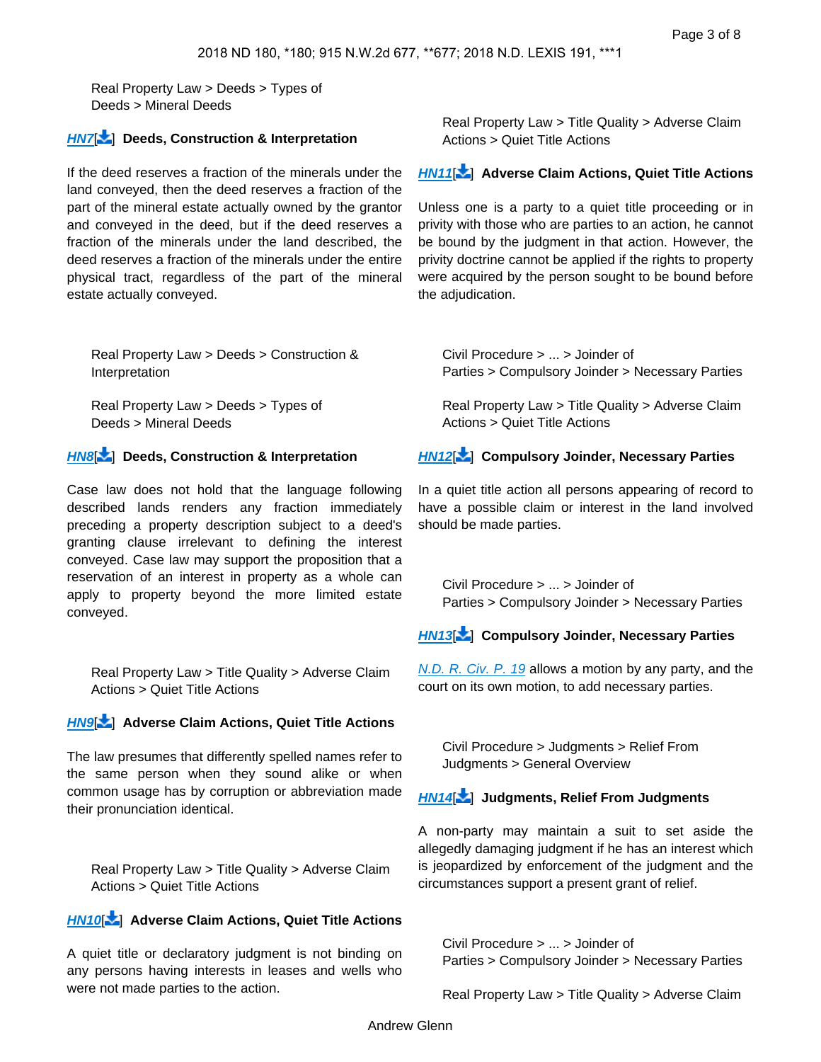Real Property Law > Deeds > Types of Deeds > Mineral Deeds

**HN7** **Deeds, Construction & Interpretation**

If the deed reserves a fraction of the minerals under the land conveyed, then the deed reserves a fraction of the part of the mineral estate actually owned by the grantor and conveyed in the deed, but if the deed reserves a fraction of the minerals under the land described, the deed reserves a fraction of the minerals under the entire physical tract, regardless of the part of the mineral estate actually conveyed.

Real Property Law > Deeds > Construction & Interpretation

Real Property Law > Deeds > Types of Deeds > Mineral Deeds

**HN8** **Deeds, Construction & Interpretation**

Case law does not hold that the language following described lands renders any fraction immediately preceding a property description subject to a deed's granting clause irrelevant to defining the interest conveyed. Case law may support the proposition that a reservation of an interest in property as a whole can apply to property beyond the more limited estate conveyed.

Real Property Law > Title Quality > Adverse Claim Actions > Quiet Title Actions

**HN9** **Adverse Claim Actions, Quiet Title Actions**

The law presumes that differently spelled names refer to the same person when they sound alike or when common usage has by corruption or abbreviation made their pronunciation identical.

Real Property Law > Title Quality > Adverse Claim Actions > Quiet Title Actions

**HN10** **Adverse Claim Actions, Quiet Title Actions**

A quiet title or declaratory judgment is not binding on any persons having interests in leases and wells who were not made parties to the action.

Real Property Law > Title Quality > Adverse Claim Actions > Quiet Title Actions

**HN11** **Adverse Claim Actions, Quiet Title Actions**

Unless one is a party to a quiet title proceeding or in privity with those who are parties to an action, he cannot be bound by the judgment in that action. However, the privity doctrine cannot be applied if the rights to property were acquired by the person sought to be bound before the adjudication.

Civil Procedure > ... > Joinder of Parties > Compulsory Joinder > Necessary Parties

Real Property Law > Title Quality > Adverse Claim Actions > Quiet Title Actions

**HN12** **Compulsory Joinder, Necessary Parties**

In a quiet title action all persons appearing of record to have a possible claim or interest in the land involved should be made parties.

Civil Procedure > ... > Joinder of Parties > Compulsory Joinder > Necessary Parties

**HN13** **Compulsory Joinder, Necessary Parties**

N.D. R. Civ. P. 19 allows a motion by any party, and the court on its own motion, to add necessary parties.

Civil Procedure > Judgments > Relief From Judgments > General Overview

**HN14** **Judgments, Relief From Judgments**

A non-party may maintain a suit to set aside the allegedly damaging judgment if he has an interest which is jeopardized by enforcement of the judgment and the circumstances support a present grant of relief.

Civil Procedure > ... > Joinder of Parties > Compulsory Joinder > Necessary Parties

Real Property Law > Title Quality > Adverse Claim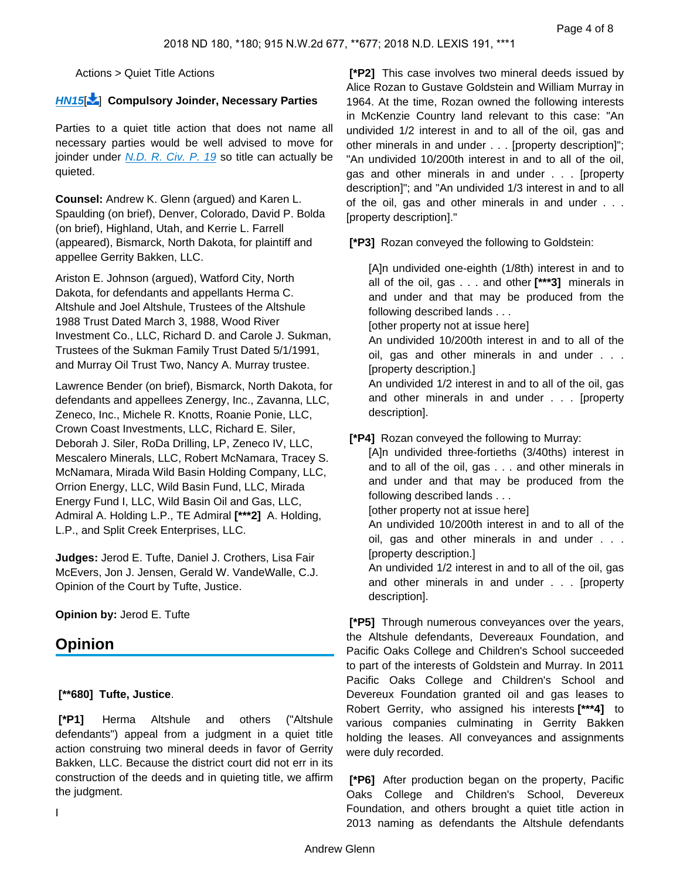Actions > Quiet Title Actions

**HN15** **Compulsory Joinder, Necessary Parties**

Parties to a quiet title action that does not name all necessary parties would be well advised to move for joinder under *N.D. R. Civ. P. 19* so title can actually be quieted.

**Counsel:** Andrew K. Glenn (argued) and Karen L. Spaulding (on brief), Denver, Colorado, David P. Bolda (on brief), Highland, Utah, and Kerrie L. Farrell (appeared), Bismarck, North Dakota, for plaintiff and appellee Gerrity Bakken, LLC.

Ariston E. Johnson (argued), Watford City, North Dakota, for defendants and appellants Herma C. Altshule and Joel Altshule, Trustees of the Altshule 1988 Trust Dated March 3, 1988, Wood River Investment Co., LLC, Richard D. and Carole J. Sukman, Trustees of the Sukman Family Trust Dated 5/1/1991, and Murray Oil Trust Two, Nancy A. Murray trustee.

Lawrence Bender (on brief), Bismarck, North Dakota, for defendants and appellees Zenergy, Inc., Zavanna, LLC, Zeneco, Inc., Michele R. Knotts, Roanie Ponie, LLC, Crown Coast Investments, LLC, Richard E. Siler, Deborah J. Siler, RoDa Drilling, LP, Zeneco IV, LLC, Mescalero Minerals, LLC, Robert McNamara, Tracey S. McNamara, Mirada Wild Basin Holding Company, LLC, Orrion Energy, LLC, Wild Basin Fund, LLC, Mirada Energy Fund I, LLC, Wild Basin Oil and Gas, LLC, Admiral A. Holding L.P., TE Admiral **[***2]** A. Holding, L.P., and Split Creek Enterprises, LLC.

**Judges:** Jerod E. Tufte, Daniel J. Crothers, Lisa Fair McEvers, Jon J. Jensen, Gerald W. VandeWalle, C.J. Opinion of the Court by Tufte, Justice.

**Opinion by:** Jerod E. Tufte

## Opinion

**[**680] Tufte, Justice**.

**[*P1]** Herma Altshule and others ("Altshule defendants") appeal from a judgment in a quiet title action construing two mineral deeds in favor of Gerrity Bakken, LLC. Because the district court did not err in its construction of the deeds and in quieting title, we affirm the judgment.

I

**[*P2]** This case involves two mineral deeds issued by Alice Rozan to Gustave Goldstein and William Murray in 1964. At the time, Rozan owned the following interests in McKenzie Country land relevant to this case: "An undivided 1/2 interest in and to all of the oil, gas and other minerals in and under . . . [property description]"; "An undivided 10/200th interest in and to all of the oil, gas and other minerals in and under . . . [property description]"; and "An undivided 1/3 interest in and to all of the oil, gas and other minerals in and under . . . [property description]."

**[*P3]** Rozan conveyed the following to Goldstein:

> [A]n undivided one-eighth (1/8th) interest in and to all of the oil, gas . . . and other **[***3]** minerals in and under and that may be produced from the following described lands . . .
> [other property not at issue here]
> An undivided 10/200th interest in and to all of the oil, gas and other minerals in and under . . . [property description.]
> An undivided 1/2 interest in and to all of the oil, gas and other minerals in and under . . . [property description].

**[*P4]** Rozan conveyed the following to Murray:

> [A]n undivided three-fortieths (3/40ths) interest in and to all of the oil, gas . . . and other minerals in and under and that may be produced from the following described lands . . .
> [other property not at issue here]
> An undivided 10/200th interest in and to all of the oil, gas and other minerals in and under . . . [property description.]
> An undivided 1/2 interest in and to all of the oil, gas and other minerals in and under . . . [property description].

**[*P5]** Through numerous conveyances over the years, the Altshule defendants, Devereaux Foundation, and Pacific Oaks College and Children's School succeeded to part of the interests of Goldstein and Murray. In 2011 Pacific Oaks College and Children's School and Devereux Foundation granted oil and gas leases to Robert Gerrity, who assigned his interests **[***4]** to various companies culminating in Gerrity Bakken holding the leases. All conveyances and assignments were duly recorded.

**[*P6]** After production began on the property, Pacific Oaks College and Children's School, Devereux Foundation, and others brought a quiet title action in 2013 naming as defendants the Altshule defendants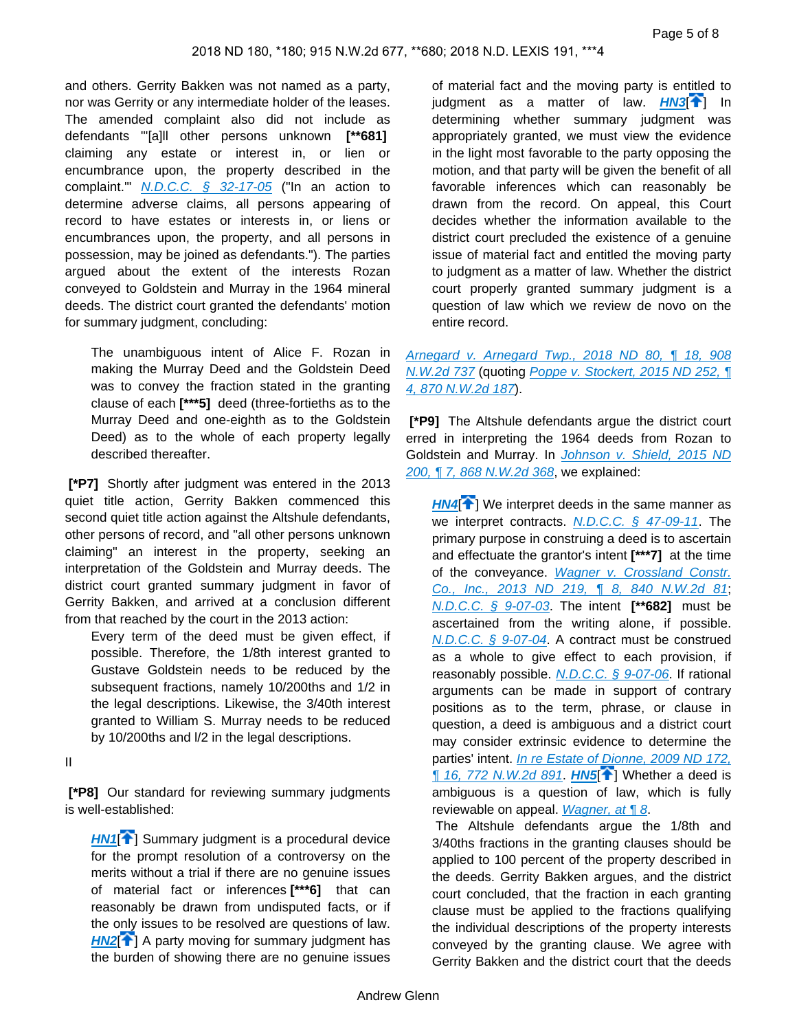and others. Gerrity Bakken was not named as a party, nor was Gerrity or any intermediate holder of the leases. The amended complaint also did not include as defendants "'[a]ll other persons unknown [**681] claiming any estate or interest in, or lien or encumbrance upon, the property described in the complaint.'" N.D.C.C. § 32-17-05 ("In an action to determine adverse claims, all persons appearing of record to have estates or interests in, or liens or encumbrances upon, the property, and all persons in possession, may be joined as defendants."). The parties argued about the extent of the interests Rozan conveyed to Goldstein and Murray in the 1964 mineral deeds. The district court granted the defendants' motion for summary judgment, concluding:

> The unambiguous intent of Alice F. Rozan in making the Murray Deed and the Goldstein Deed was to convey the fraction stated in the granting clause of each [***5] deed (three-fortieths as to the Murray Deed and one-eighth as to the Goldstein Deed) as to the whole of each property legally described thereafter.

**[*P7]** Shortly after judgment was entered in the 2013 quiet title action, Gerrity Bakken commenced this second quiet title action against the Altshule defendants, other persons of record, and "all other persons unknown claiming" an interest in the property, seeking an interpretation of the Goldstein and Murray deeds. The district court granted summary judgment in favor of Gerrity Bakken, and arrived at a conclusion different from that reached by the court in the 2013 action:

> Every term of the deed must be given effect, if possible. Therefore, the 1/8th interest granted to Gustave Goldstein needs to be reduced by the subsequent fractions, namely 10/200ths and 1/2 in the legal descriptions. Likewise, the 3/40th interest granted to William S. Murray needs to be reduced by 10/200ths and l/2 in the legal descriptions.

## II

**[*P8]** Our standard for reviewing summary judgments is well-established:

> **HN1** Summary judgment is a procedural device for the prompt resolution of a controversy on the merits without a trial if there are no genuine issues of material fact or inferences [***6] that can reasonably be drawn from undisputed facts, or if the only issues to be resolved are questions of law. **HN2** A party moving for summary judgment has the burden of showing there are no genuine issues of material fact and the moving party is entitled to judgment as a matter of law. **HN3** In determining whether summary judgment was appropriately granted, we must view the evidence in the light most favorable to the party opposing the motion, and that party will be given the benefit of all favorable inferences which can reasonably be drawn from the record. On appeal, this Court decides whether the information available to the district court precluded the existence of a genuine issue of material fact and entitled the moving party to judgment as a matter of law. Whether the district court properly granted summary judgment is a question of law which we review de novo on the entire record.

Arnegard v. Arnegard Twp., 2018 ND 80, ¶ 18, 908 N.W.2d 737 (quoting Poppe v. Stockert, 2015 ND 252, ¶ 4, 870 N.W.2d 187).

**[*P9]** The Altshule defendants argue the district court erred in interpreting the 1964 deeds from Rozan to Goldstein and Murray. In Johnson v. Shield, 2015 ND 200, ¶ 7, 868 N.W.2d 368, we explained:

> **HN4** We interpret deeds in the same manner as we interpret contracts. N.D.C.C. § 47-09-11. The primary purpose in construing a deed is to ascertain and effectuate the grantor's intent [***7] at the time of the conveyance. Wagner v. Crossland Constr. Co., Inc., 2013 ND 219, ¶ 8, 840 N.W.2d 81; N.D.C.C. § 9-07-03. The intent [**682] must be ascertained from the writing alone, if possible. N.D.C.C. § 9-07-04. A contract must be construed as a whole to give effect to each provision, if reasonably possible. N.D.C.C. § 9-07-06. If rational arguments can be made in support of contrary positions as to the term, phrase, or clause in question, a deed is ambiguous and a district court may consider extrinsic evidence to determine the parties' intent. In re Estate of Dionne, 2009 ND 172, ¶ 16, 772 N.W.2d 891. **HN5** Whether a deed is ambiguous is a question of law, which is fully reviewable on appeal. Wagner, at ¶ 8.

The Altshule defendants argue the 1/8th and 3/40ths fractions in the granting clauses should be applied to 100 percent of the property described in the deeds. Gerrity Bakken argues, and the district court concluded, that the fraction in each granting clause must be applied to the fractions qualifying the individual descriptions of the property interests conveyed by the granting clause. We agree with Gerrity Bakken and the district court that the deeds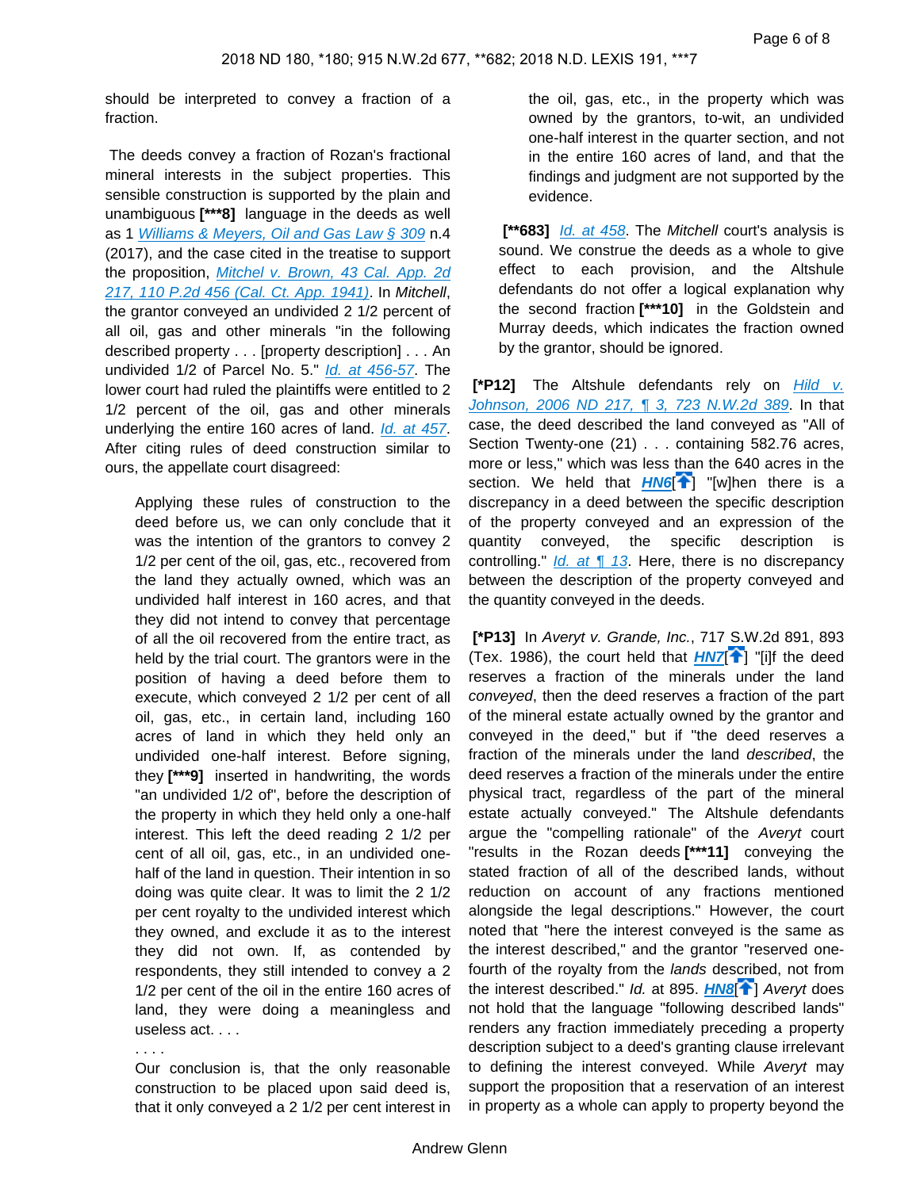should be interpreted to convey a fraction of a fraction.

The deeds convey a fraction of Rozan's fractional mineral interests in the subject properties. This sensible construction is supported by the plain and unambiguous **[***8]** language in the deeds as well as 1 *Williams & Meyers, Oil and Gas Law § 309* n.4 (2017), and the case cited in the treatise to support the proposition, *Mitchel v. Brown, 43 Cal. App. 2d 217, 110 P.2d 456 (Cal. Ct. App. 1941)*. In *Mitchell*, the grantor conveyed an undivided 2 1/2 percent of all oil, gas and other minerals "in the following described property . . . [property description] . . . An undivided 1/2 of Parcel No. 5." *Id. at 456-57*. The lower court had ruled the plaintiffs were entitled to 2 1/2 percent of the oil, gas and other minerals underlying the entire 160 acres of land. *Id. at 457*. After citing rules of deed construction similar to ours, the appellate court disagreed:

> Applying these rules of construction to the deed before us, we can only conclude that it was the intention of the grantors to convey 2 1/2 per cent of the oil, gas, etc., recovered from the land they actually owned, which was an undivided half interest in 160 acres, and that they did not intend to convey that percentage of all the oil recovered from the entire tract, as held by the trial court. The grantors were in the position of having a deed before them to execute, which conveyed 2 1/2 per cent of all oil, gas, etc., in certain land, including 160 acres of land in which they held only an undivided one-half interest. Before signing, they **[***9]** inserted in handwriting, the words "an undivided 1/2 of", before the description of the property in which they held only a one-half interest. This left the deed reading 2 1/2 per cent of all oil, gas, etc., in an undivided one-half of the land in question. Their intention in so doing was quite clear. It was to limit the 2 1/2 per cent royalty to the undivided interest which they owned, and exclude it as to the interest they did not own. If, as contended by respondents, they still intended to convey a 2 1/2 per cent of the oil in the entire 160 acres of land, they were doing a meaningless and useless act. . . .
>
> . . . .
>
> Our conclusion is, that the only reasonable construction to be placed upon said deed is, that it only conveyed a 2 1/2 per cent interest in the oil, gas, etc., in the property which was owned by the grantors, to-wit, an undivided one-half interest in the quarter section, and not in the entire 160 acres of land, and that the findings and judgment are not supported by the evidence.

**[**683]** *Id. at 458*. The *Mitchell* court's analysis is sound. We construe the deeds as a whole to give effect to each provision, and the Altshule defendants do not offer a logical explanation why the second fraction **[***10]** in the Goldstein and Murray deeds, which indicates the fraction owned by the grantor, should be ignored.

**[*P12]** The Altshule defendants rely on *Hild v. Johnson, 2006 ND 217, ¶ 3, 723 N.W.2d 389*. In that case, the deed described the land conveyed as "All of Section Twenty-one (21) . . . containing 582.76 acres, more or less," which was less than the 640 acres in the section. We held that ***HN6*** "[w]hen there is a discrepancy in a deed between the specific description of the property conveyed and an expression of the quantity conveyed, the specific description is controlling." *Id. at ¶ 13*. Here, there is no discrepancy between the description of the property conveyed and the quantity conveyed in the deeds.

**[*P13]** In *Averyt v. Grande, Inc.*, 717 S.W.2d 891, 893 (Tex. 1986), the court held that ***HN7*** "[i]f the deed reserves a fraction of the minerals under the land *conveyed*, then the deed reserves a fraction of the part of the mineral estate actually owned by the grantor and conveyed in the deed," but if "the deed reserves a fraction of the minerals under the land *described*, the deed reserves a fraction of the minerals under the entire physical tract, regardless of the part of the mineral estate actually conveyed." The Altshule defendants argue the "compelling rationale" of the *Averyt* court "results in the Rozan deeds **[***11]** conveying the stated fraction of all of the described lands, without reduction on account of any fractions mentioned alongside the legal descriptions." However, the court noted that "here the interest conveyed is the same as the interest described," and the grantor "reserved one-fourth of the royalty from the *lands* described, not from the interest described." *Id.* at 895. ***HN8*** *Averyt* does not hold that the language "following described lands" renders any fraction immediately preceding a property description subject to a deed's granting clause irrelevant to defining the interest conveyed. While *Averyt* may support the proposition that a reservation of an interest in property as a whole can apply to property beyond the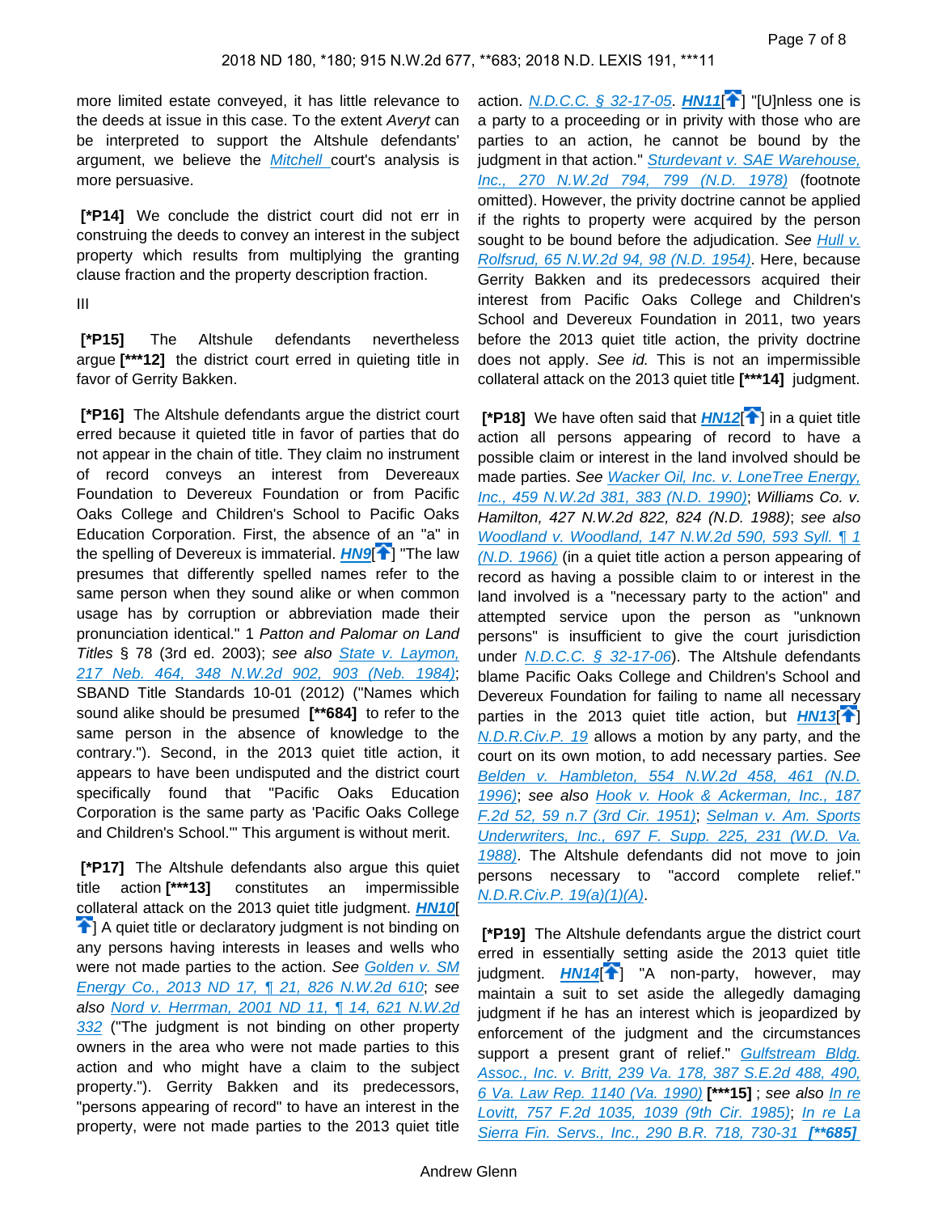more limited estate conveyed, it has little relevance to the deeds at issue in this case. To the extent *Averyt* can be interpreted to support the Altshule defendants' argument, we believe the Mitchell court's analysis is more persuasive.

**[*P14]** We conclude the district court did not err in construing the deeds to convey an interest in the subject property which results from multiplying the granting clause fraction and the property description fraction.

III

**[*P15]** The Altshule defendants nevertheless argue **[***12]** the district court erred in quieting title in favor of Gerrity Bakken.

**[*P16]** The Altshule defendants argue the district court erred because it quieted title in favor of parties that do not appear in the chain of title. They claim no instrument of record conveys an interest from Devereaux Foundation to Devereux Foundation or from Pacific Oaks College and Children's School to Pacific Oaks Education Corporation. First, the absence of an "a" in the spelling of Devereux is immaterial. **HN9**[] "The law presumes that differently spelled names refer to the same person when they sound alike or when common usage has by corruption or abbreviation made their pronunciation identical." 1 *Patton and Palomar on Land Titles* § 78 (3rd ed. 2003); *see also* State v. Laymon, 217 Neb. 464, 348 N.W.2d 902, 903 (Neb. 1984); SBAND Title Standards 10-01 (2012) ("Names which sound alike should be presumed **[**684]** to refer to the same person in the absence of knowledge to the contrary."). Second, in the 2013 quiet title action, it appears to have been undisputed and the district court specifically found that "Pacific Oaks Education Corporation is the same party as 'Pacific Oaks College and Children's School.'" This argument is without merit.

**[*P17]** The Altshule defendants also argue this quiet title action **[***13]** constitutes an impermissible collateral attack on the 2013 quiet title judgment. **HN10**[] A quiet title or declaratory judgment is not binding on any persons having interests in leases and wells who were not made parties to the action. *See* Golden v. SM Energy Co., 2013 ND 17, ¶ 21, 826 N.W.2d 610; *see also* Nord v. Herrman, 2001 ND 11, ¶ 14, 621 N.W.2d 332 ("The judgment is not binding on other property owners in the area who were not made parties to this action and who might have a claim to the subject property."). Gerrity Bakken and its predecessors, "persons appearing of record" to have an interest in the property, were not made parties to the 2013 quiet title action. N.D.C.C. § 32-17-05. **HN11**[] "[U]nless one is a party to a proceeding or in privity with those who are parties to an action, he cannot be bound by the judgment in that action." Sturdevant v. SAE Warehouse, Inc., 270 N.W.2d 794, 799 (N.D. 1978) (footnote omitted). However, the privity doctrine cannot be applied if the rights to property were acquired by the person sought to be bound before the adjudication. *See* Hull v. Rolfsrud, 65 N.W.2d 94, 98 (N.D. 1954). Here, because Gerrity Bakken and its predecessors acquired their interest from Pacific Oaks College and Children's School and Devereux Foundation in 2011, two years before the 2013 quiet title action, the privity doctrine does not apply. *See id.* This is not an impermissible collateral attack on the 2013 quiet title **[***14]** judgment.

**[*P18]** We have often said that **HN12**[] in a quiet title action all persons appearing of record to have a possible claim or interest in the land involved should be made parties. *See* Wacker Oil, Inc. v. LoneTree Energy, Inc., 459 N.W.2d 381, 383 (N.D. 1990); *Williams Co. v. Hamilton*, 427 N.W.2d 822, 824 (N.D. 1988); *see also* Woodland v. Woodland, 147 N.W.2d 590, 593 Syll. ¶ 1 (N.D. 1966) (in a quiet title action a person appearing of record as having a possible claim to or interest in the land involved is a "necessary party to the action" and attempted service upon the person as "unknown persons" is insufficient to give the court jurisdiction under N.D.C.C. § 32-17-06). The Altshule defendants blame Pacific Oaks College and Children's School and Devereux Foundation for failing to name all necessary parties in the 2013 quiet title action, but **HN13**[] N.D.R.Civ.P. 19 allows a motion by any party, and the court on its own motion, to add necessary parties. *See* Belden v. Hambleton, 554 N.W.2d 458, 461 (N.D. 1996); *see also* Hook v. Hook & Ackerman, Inc., 187 F.2d 52, 59 n.7 (3rd Cir. 1951); Selman v. Am. Sports Underwriters, Inc., 697 F. Supp. 225, 231 (W.D. Va. 1988). The Altshule defendants did not move to join persons necessary to "accord complete relief." N.D.R.Civ.P. 19(a)(1)(A).

**[*P19]** The Altshule defendants argue the district court erred in essentially setting aside the 2013 quiet title judgment. **HN14**[] "A non-party, however, may maintain a suit to set aside the allegedly damaging judgment if he has an interest which is jeopardized by enforcement of the judgment and the circumstances support a present grant of relief." Gulfstream Bldg. Assoc., Inc. v. Britt, 239 Va. 178, 387 S.E.2d 488, 490, 6 Va. Law Rep. 1140 (Va. 1990) **[***15]** ; *see also* In re Lovitt, 757 F.2d 1035, 1039 (9th Cir. 1985); In re La Sierra Fin. Servs., Inc., 290 B.R. 718, 730-31 **[**685]**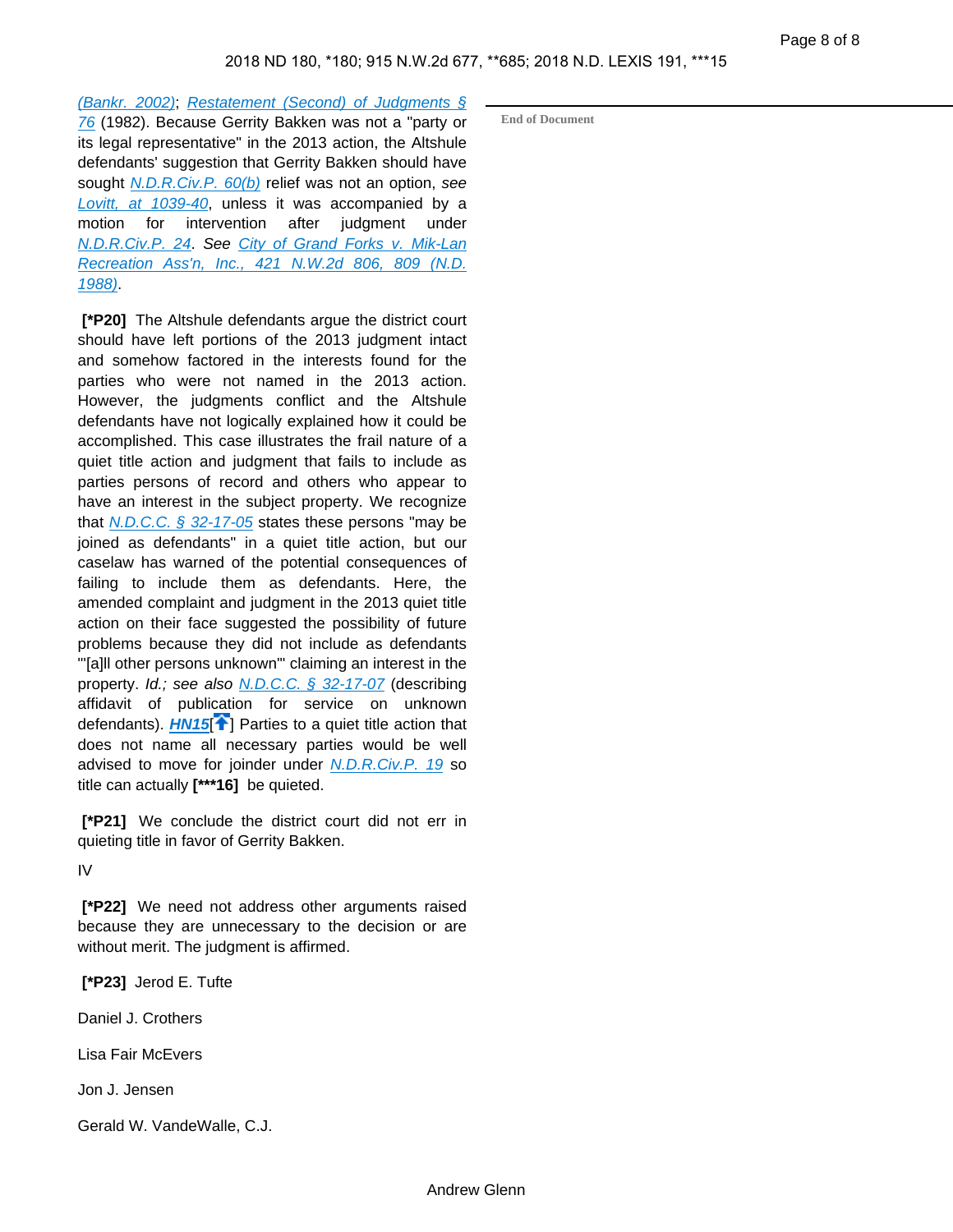(Bankr. 2002); Restatement (Second) of Judgments § 76 (1982). Because Gerrity Bakken was not a "party or its legal representative" in the 2013 action, the Altshule defendants' suggestion that Gerrity Bakken should have sought N.D.R.Civ.P. 60(b) relief was not an option, *see* Lovitt, at 1039-40, unless it was accompanied by a motion for intervention after judgment under N.D.R.Civ.P. 24. *See* City of Grand Forks v. Mik-Lan Recreation Ass'n, Inc., 421 N.W.2d 806, 809 (N.D. 1988).

**[*P20]** The Altshule defendants argue the district court should have left portions of the 2013 judgment intact and somehow factored in the interests found for the parties who were not named in the 2013 action. However, the judgments conflict and the Altshule defendants have not logically explained how it could be accomplished. This case illustrates the frail nature of a quiet title action and judgment that fails to include as parties persons of record and others who appear to have an interest in the subject property. We recognize that N.D.C.C. § 32-17-05 states these persons "may be joined as defendants" in a quiet title action, but our caselaw has warned of the potential consequences of failing to include them as defendants. Here, the amended complaint and judgment in the 2013 quiet title action on their face suggested the possibility of future problems because they did not include as defendants "'[a]ll other persons unknown'" claiming an interest in the property. *Id.; see also* N.D.C.C. § 32-17-07 (describing affidavit of publication for service on unknown defendants). ***HN15***[] Parties to a quiet title action that does not name all necessary parties would be well advised to move for joinder under N.D.R.Civ.P. 19 so title can actually **[***16]** be quieted.

**[*P21]** We conclude the district court did not err in quieting title in favor of Gerrity Bakken.

IV

**[*P22]** We need not address other arguments raised because they are unnecessary to the decision or are without merit. The judgment is affirmed.

**[*P23]** Jerod E. Tufte

Daniel J. Crothers

Lisa Fair McEvers

Jon J. Jensen

Gerald W. VandeWalle, C.J.

End of Document